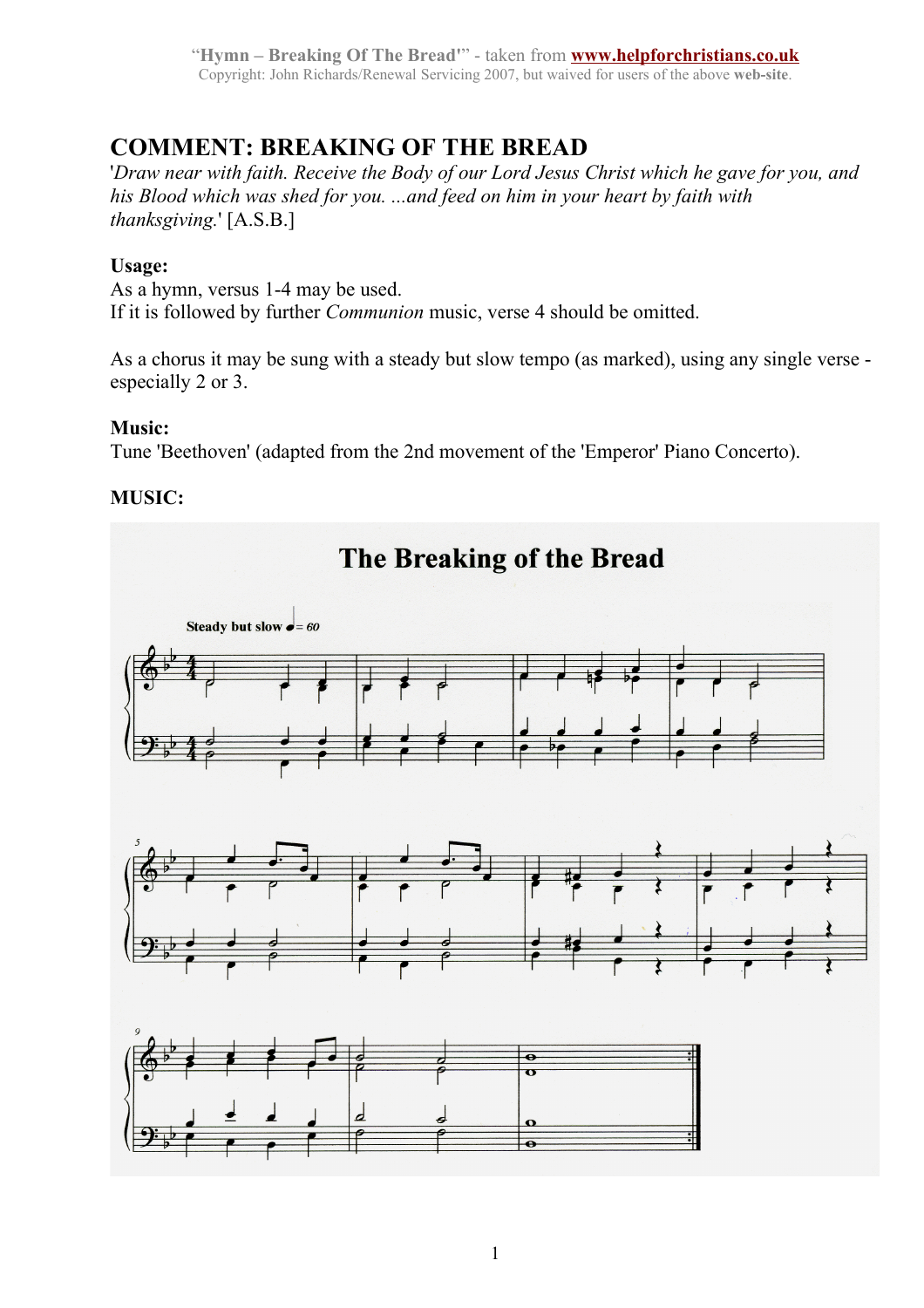# COMMENT: BREAKING OF THE BREAD

'*Draw near with faith. Receive the Body of our Lord Jesus Christ which he gave for you, and his Blood which was shed for you. ...and feed on him in your heart by faith with thanksgiving.*' [A.S.B.]

**Usage:**

As a hymn, versus 1-4 may be used.
If it is followed by further *Communion* music, verse 4 should be omitted.

As a chorus it may be sung with a steady but slow tempo (as marked), using any single verse - especially 2 or 3.

**Music:**

Tune 'Beethoven' (adapted from the 2nd movement of the 'Emperor' Piano Concerto).

**MUSIC:**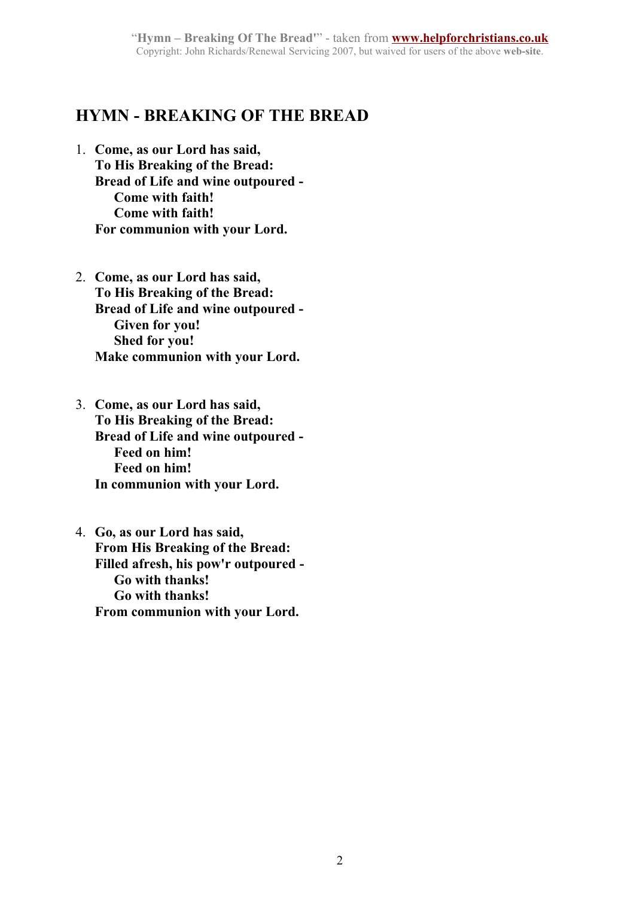“**Hymn – Breaking Of The Bread**'” - taken from **www.helpforchristians.co.uk**
Copyright: John Richards/Renewal Servicing 2007, but waived for users of the above **web-site**.

## HYMN - BREAKING OF THE BREAD

1. **Come, as our Lord has said,**
   **To His Breaking of the Bread:**
   **Bread of Life and wine outpoured -**
   &nbsp;&nbsp;&nbsp;&nbsp;**Come with faith!**
   &nbsp;&nbsp;&nbsp;&nbsp;**Come with faith!**
   **For communion with your Lord.**

2. **Come, as our Lord has said,**
   **To His Breaking of the Bread:**
   **Bread of Life and wine outpoured -**
   &nbsp;&nbsp;&nbsp;&nbsp;**Given for you!**
   &nbsp;&nbsp;&nbsp;&nbsp;**Shed for you!**
   **Make communion with your Lord.**

3. **Come, as our Lord has said,**
   **To His Breaking of the Bread:**
   **Bread of Life and wine outpoured -**
   &nbsp;&nbsp;&nbsp;&nbsp;**Feed on him!**
   &nbsp;&nbsp;&nbsp;&nbsp;**Feed on him!**
   **In communion with your Lord.**

4. **Go, as our Lord has said,**
   **From His Breaking of the Bread:**
   **Filled afresh, his pow'r outpoured -**
   &nbsp;&nbsp;&nbsp;&nbsp;**Go with thanks!**
   &nbsp;&nbsp;&nbsp;&nbsp;**Go with thanks!**
   **From communion with your Lord.**